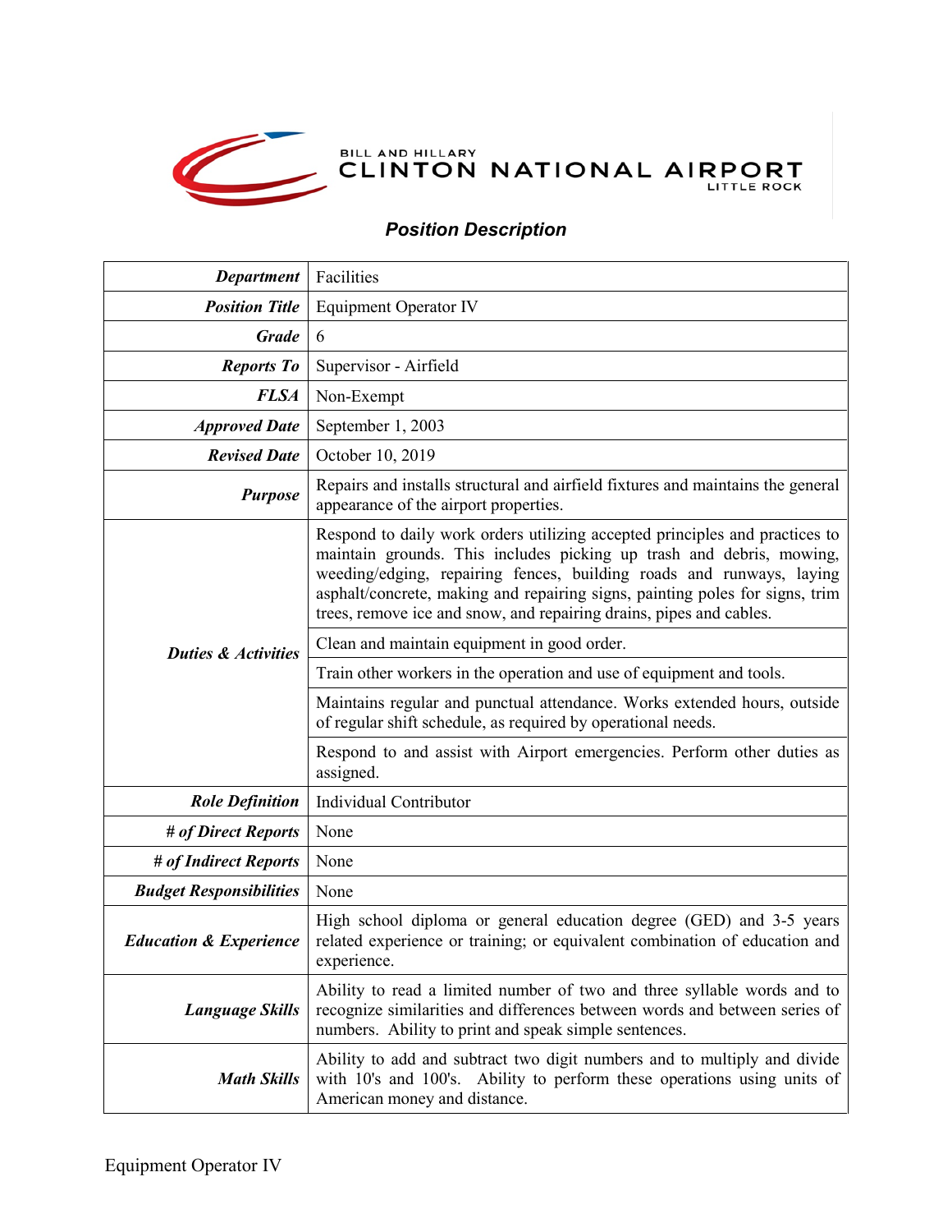BILL AND HILLARY
# CLINTON NATIONAL AIRPORT
LITTLE ROCK

## *Position Description*

| | |
|---|---|
| ***Department*** | Facilities |
| ***Position Title*** | Equipment Operator IV |
| ***Grade*** | 6 |
| ***Reports To*** | Supervisor - Airfield |
| ***FLSA*** | Non-Exempt |
| ***Approved Date*** | September 1, 2003 |
| ***Revised Date*** | October 10, 2019 |
| ***Purpose*** | Repairs and installs structural and airfield fixtures and maintains the general appearance of the airport properties. |
| ***Duties & Activities*** | Respond to daily work orders utilizing accepted principles and practices to maintain grounds. This includes picking up trash and debris, mowing, weeding/edging, repairing fences, building roads and runways, laying asphalt/concrete, making and repairing signs, painting poles for signs, trim trees, remove ice and snow, and repairing drains, pipes and cables. |
| | Clean and maintain equipment in good order. |
| | Train other workers in the operation and use of equipment and tools. |
| | Maintains regular and punctual attendance. Works extended hours, outside of regular shift schedule, as required by operational needs. |
| | Respond to and assist with Airport emergencies. Perform other duties as assigned. |
| ***Role Definition*** | Individual Contributor |
| ***# of Direct Reports*** | None |
| ***# of Indirect Reports*** | None |
| ***Budget Responsibilities*** | None |
| ***Education & Experience*** | High school diploma or general education degree (GED) and 3-5 years related experience or training; or equivalent combination of education and experience. |
| ***Language Skills*** | Ability to read a limited number of two and three syllable words and to recognize similarities and differences between words and between series of numbers. Ability to print and speak simple sentences. |
| ***Math Skills*** | Ability to add and subtract two digit numbers and to multiply and divide with 10's and 100's. Ability to perform these operations using units of American money and distance. |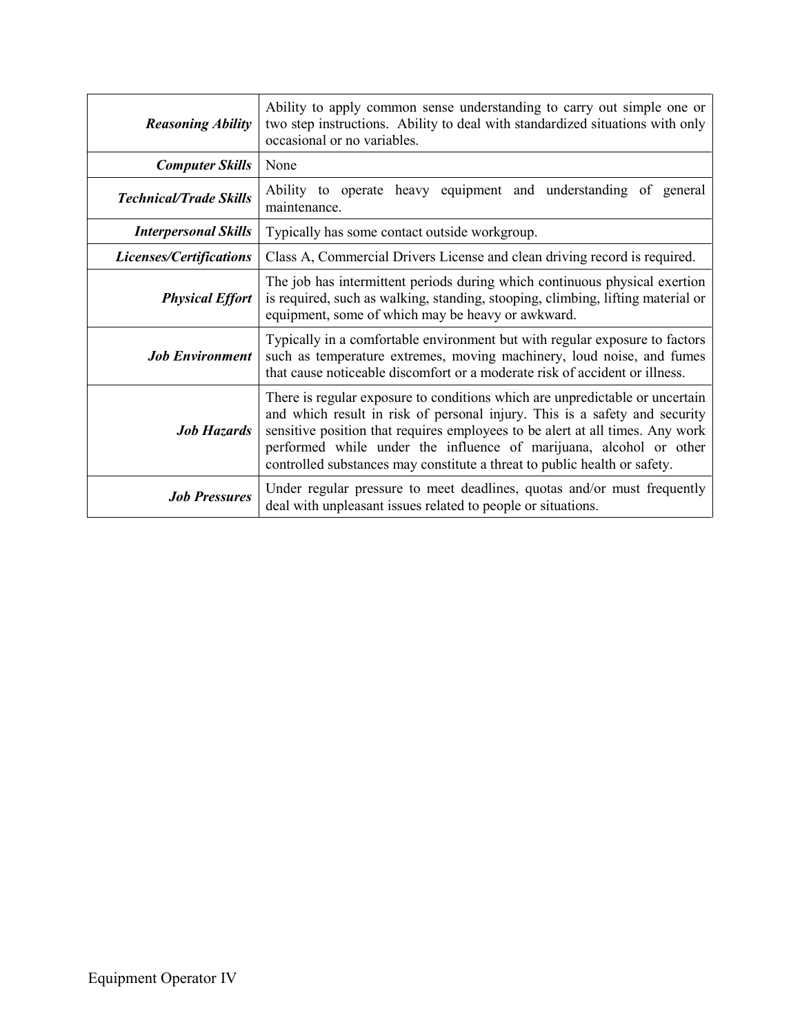| | |
|---|---|
| ***Reasoning Ability*** | Ability to apply common sense understanding to carry out simple one or two step instructions. Ability to deal with standardized situations with only occasional or no variables. |
| ***Computer Skills*** | None |
| ***Technical/Trade Skills*** | Ability to operate heavy equipment and understanding of general maintenance. |
| ***Interpersonal Skills*** | Typically has some contact outside workgroup. |
| ***Licenses/Certifications*** | Class A, Commercial Drivers License and clean driving record is required. |
| ***Physical Effort*** | The job has intermittent periods during which continuous physical exertion is required, such as walking, standing, stooping, climbing, lifting material or equipment, some of which may be heavy or awkward. |
| ***Job Environment*** | Typically in a comfortable environment but with regular exposure to factors such as temperature extremes, moving machinery, loud noise, and fumes that cause noticeable discomfort or a moderate risk of accident or illness. |
| ***Job Hazards*** | There is regular exposure to conditions which are unpredictable or uncertain and which result in risk of personal injury. This is a safety and security sensitive position that requires employees to be alert at all times. Any work performed while under the influence of marijuana, alcohol or other controlled substances may constitute a threat to public health or safety. |
| ***Job Pressures*** | Under regular pressure to meet deadlines, quotas and/or must frequently deal with unpleasant issues related to people or situations. |